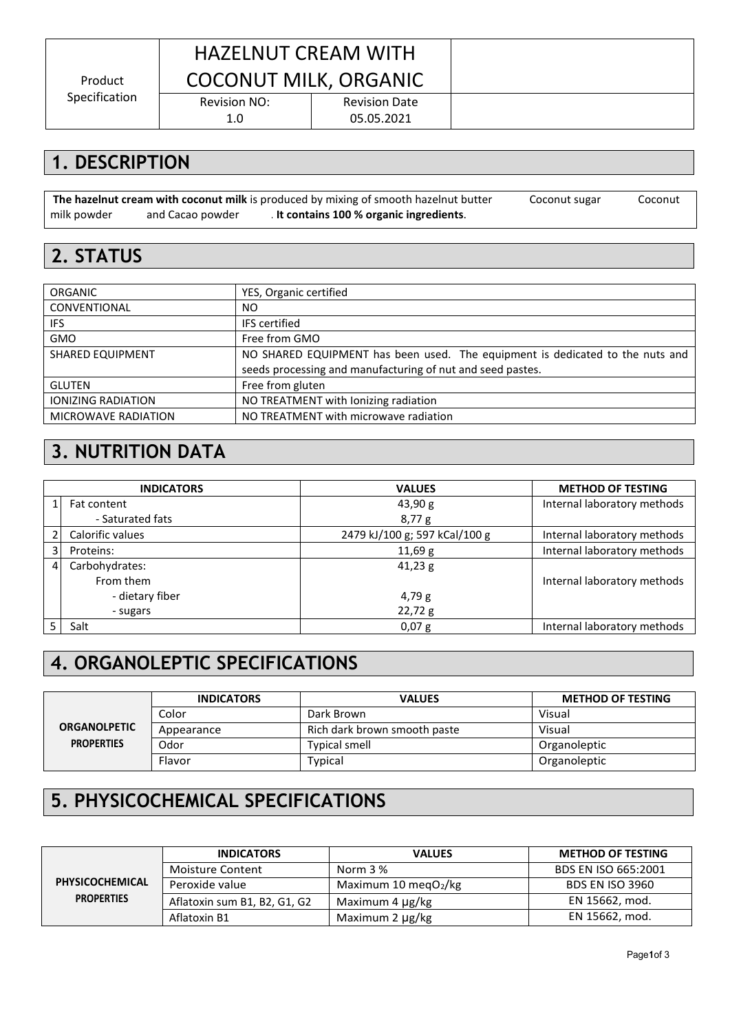| Product Specification | HAZELNUT CREAM WITH COCONUT MILK, ORGANIC | | |
|---|---|---|---|
| | Revision NO: 1.0 | Revision Date 05.05.2021 | |

## 1. DESCRIPTION

**The hazelnut cream with coconut milk** is produced by mixing of smooth hazelnut butter Coconut sugar Coconut milk powder and Cacao powder . **It contains 100 % organic ingredients**.

## 2. STATUS

| | |
|---|---|
| ORGANIC | YES, Organic certified |
| CONVENTIONAL | NO |
| IFS | IFS certified |
| GMO | Free from GMO |
| SHARED EQUIPMENT | NO SHARED EQUIPMENT has been used. The equipment is dedicated to the nuts and seeds processing and manufacturing of nut and seed pastes. |
| GLUTEN | Free from gluten |
| IONIZING RADIATION | NO TREATMENT with Ionizing radiation |
| MICROWAVE RADIATION | NO TREATMENT with microwave radiation |

## 3. NUTRITION DATA

| | INDICATORS | VALUES | METHOD OF TESTING |
|---|---|---|---|
| 1 | Fat content | 43,90 g | Internal laboratory methods |
| | - Saturated fats | 8,77 g | |
| 2 | Calorific values | 2479 kJ/100 g; 597 kCal/100 g | Internal laboratory methods |
| 3 | Proteins: | 11,69 g | Internal laboratory methods |
| 4 | Carbohydrates: | 41,23 g | Internal laboratory methods |
| | From them | | |
| | - dietary fiber | 4,79 g | |
| | - sugars | 22,72 g | |
| 5 | Salt | 0,07 g | Internal laboratory methods |

## 4. ORGANOLEPTIC SPECIFICATIONS

| | INDICATORS | VALUES | METHOD OF TESTING |
|---|---|---|---|
| **ORGANOLPETIC PROPERTIES** | Color | Dark Brown | Visual |
| | Appearance | Rich dark brown smooth paste | Visual |
| | Odor | Typical smell | Organoleptic |
| | Flavor | Typical | Organoleptic |

## 5. PHYSICOCHEMICAL SPECIFICATIONS

| | INDICATORS | VALUES | METHOD OF TESTING |
|---|---|---|---|
| **PHYSICOCHEMICAL PROPERTIES** | Moisture Content | Norm 3 % | BDS EN ISO 665:2001 |
| | Peroxide value | Maximum 10 meq$O_2$/kg | BDS EN ISO 3960 |
| | Aflatoxin sum B1, B2, G1, G2 | Maximum 4 µg/kg | EN 15662, mod. |
| | Aflatoxin B1 | Maximum 2 µg/kg | EN 15662, mod. |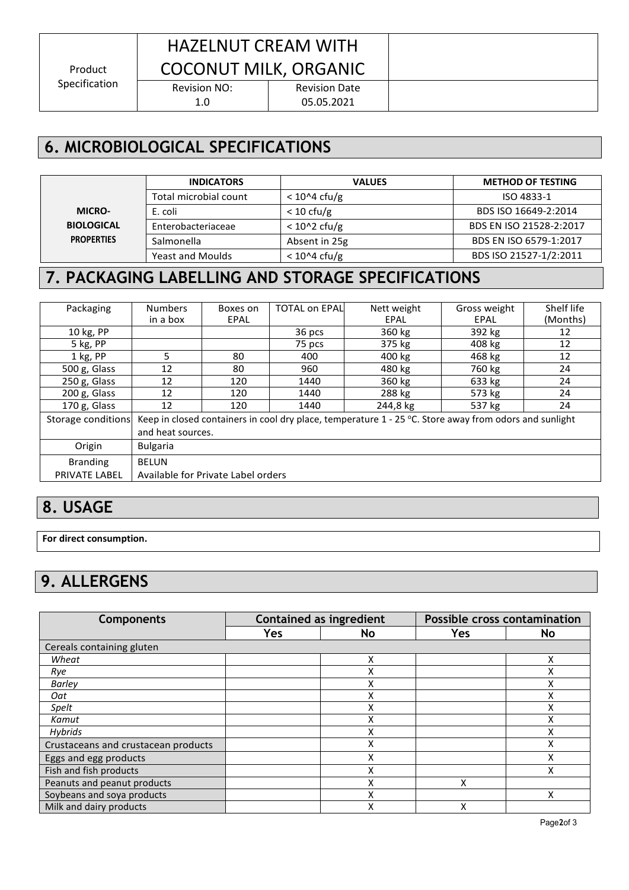| Product Specification | HAZELNUT CREAM WITH COCONUT MILK, ORGANIC | | |
|---|---|---|---|
| | Revision NO: 1.0 | Revision Date 05.05.2021 | |

## 6. MICROBIOLOGICAL SPECIFICATIONS

| | INDICATORS | VALUES | METHOD OF TESTING |
|---|---|---|---|
| MICRO-BIOLOGICAL PROPERTIES | Total microbial count | < 10^4 cfu/g | ISO 4833-1 |
| | E. coli | < 10 cfu/g | BDS ISO 16649-2:2014 |
| | Enterobacteriaceae | < 10^2 cfu/g | BDS EN ISO 21528-2:2017 |
| | Salmonella | Absent in 25g | BDS EN ISO 6579-1:2017 |
| | Yeast and Moulds | < 10^4 cfu/g | BDS ISO 21527-1/2:2011 |

## 7. PACKAGING LABELLING AND STORAGE SPECIFICATIONS

| Packaging | Numbers in a box | Boxes on EPAL | TOTAL on EPAL | Nett weight EPAL | Gross weight EPAL | Shelf life (Months) |
|---|---|---|---|---|---|---|
| 10 kg, PP | | | 36 pcs | 360 kg | 392 kg | 12 |
| 5 kg, PP | | | 75 pcs | 375 kg | 408 kg | 12 |
| 1 kg, PP | 5 | 80 | 400 | 400 kg | 468 kg | 12 |
| 500 g, Glass | 12 | 80 | 960 | 480 kg | 760 kg | 24 |
| 250 g, Glass | 12 | 120 | 1440 | 360 kg | 633 kg | 24 |
| 200 g, Glass | 12 | 120 | 1440 | 288 kg | 573 kg | 24 |
| 170 g, Glass | 12 | 120 | 1440 | 244,8 kg | 537 kg | 24 |
| Storage conditions | Keep in closed containers in cool dry place, temperature 1 - 25 °C. Store away from odors and sunlight and heat sources. | | | | | |
| Origin | Bulgaria | | | | | |
| Branding PRIVATE LABEL | BELUN Available for Private Label orders | | | | | |

## 8. USAGE

**For direct consumption.**

## 9. ALLERGENS

| Components | Contained as ingredient | | Possible cross contamination | |
|---|---|---|---|---|
| | Yes | No | Yes | No |
| Cereals containing gluten | | | | |
| *Wheat* | | X | | X |
| *Rye* | | X | | X |
| *Barley* | | X | | X |
| *Oat* | | X | | X |
| *Spelt* | | X | | X |
| *Kamut* | | X | | X |
| *Hybrids* | | X | | X |
| Crustaceans and crustacean products | | X | | X |
| Eggs and egg products | | X | | X |
| Fish and fish products | | X | | X |
| Peanuts and peanut products | | X | X | |
| Soybeans and soya products | | X | | X |
| Milk and dairy products | | X | X | |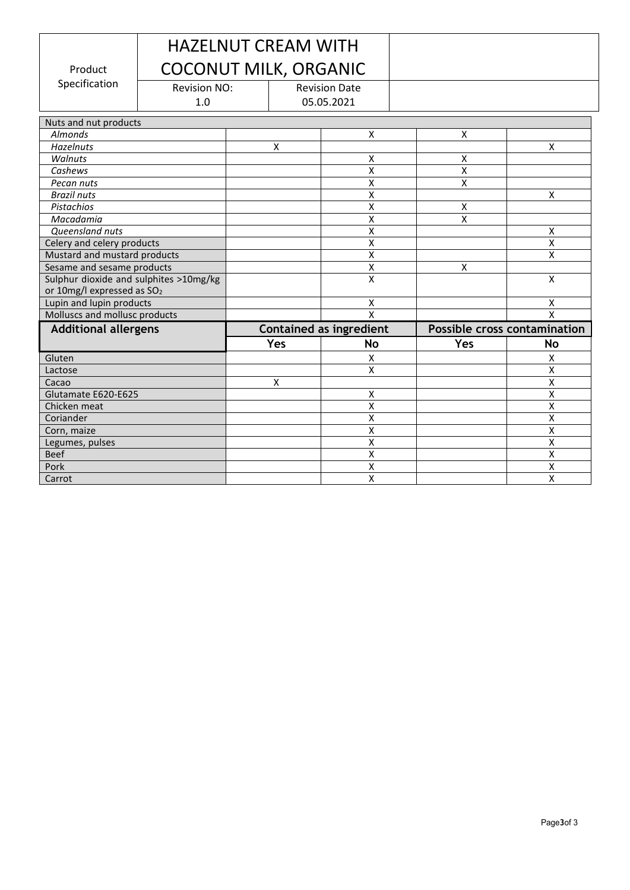| Product Specification | HAZELNUT CREAM WITH COCONUT MILK, ORGANIC | | |
|---|---|---|---|
| | Revision NO: 1.0 | Revision Date 05.05.2021 | |

| Nuts and nut products | | | | |
|---|---|---|---|---|
| *Almonds* | | X | X | |
| *Hazelnuts* | X | | | X |
| *Walnuts* | | X | X | |
| *Cashews* | | X | X | |
| *Pecan nuts* | | X | X | |
| *Brazil nuts* | | X | | X |
| *Pistachios* | | X | X | |
| *Macadamia* | | X | X | |
| *Queensland nuts* | | X | | X |
| Celery and celery products | | X | | X |
| Mustard and mustard products | | X | | X |
| Sesame and sesame products | | X | X | |
| Sulphur dioxide and sulphites >10mg/kg or 10mg/l expressed as $SO_2$ | | X | | X |
| Lupin and lupin products | | X | | X |
| Molluscs and mollusc products | | X | | X |
| **Additional allergens** | **Contained as ingredient** | | **Possible cross contamination** | |
| | **Yes** | **No** | **Yes** | **No** |
| Gluten | | X | | X |
| Lactose | | X | | X |
| Cacao | X | | | X |
| Glutamate E620-E625 | | X | | X |
| Chicken meat | | X | | X |
| Coriander | | X | | X |
| Corn, maize | | X | | X |
| Legumes, pulses | | X | | X |
| Beef | | X | | X |
| Pork | | X | | X |
| Carrot | | X | | X |